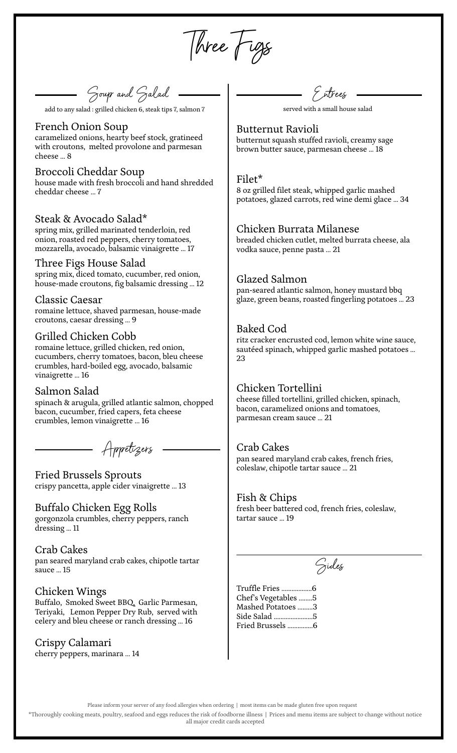# Three Figs

## Soup and Salad

add to any salad : grilled chicken 6, steak tips 7, salmon 7

### French Onion Soup
caramelized onions, hearty beef stock, gratineed with croutons, melted provolone and parmesan cheese ... 8

### Broccoli Cheddar Soup
house made with fresh broccoli and hand shredded cheddar cheese ... 7

### Steak & Avocado Salad*
spring mix, grilled marinated tenderloin, red onion, roasted red peppers, cherry tomatoes, mozzarella, avocado, balsamic vinaigrette ... 17

### Three Figs House Salad
spring mix, diced tomato, cucumber, red onion, house-made croutons, fig balsamic dressing ... 12

### Classic Caesar
romaine lettuce, shaved parmesan, house-made croutons, caesar dressing ... 9

### Grilled Chicken Cobb
romaine lettuce, grilled chicken, red onion, cucumbers, cherry tomatoes, bacon, bleu cheese crumbles, hard-boiled egg, avocado, balsamic vinaigrette ... 16

### Salmon Salad
spinach & arugula, grilled atlantic salmon, chopped bacon, cucumber, fried capers, feta cheese crumbles, lemon vinaigrette ... 16

## Appetizers

### Fried Brussels Sprouts
crispy pancetta, apple cider vinaigrette ... 13

### Buffalo Chicken Egg Rolls
gorgonzola crumbles, cherry peppers, ranch dressing ... 11

### Crab Cakes
pan seared maryland crab cakes, chipotle tartar sauce ... 15

### Chicken Wings
Buffalo, Smoked Sweet BBQ, Garlic Parmesan, Teriyaki, Lemon Pepper Dry Rub, served with celery and bleu cheese or ranch dressing ... 16

### Crispy Calamari
cherry peppers, marinara ... 14

## Entrees

served with a small house salad

### Butternut Ravioli
butternut squash stuffed ravioli, creamy sage brown butter sauce, parmesan cheese ... 18

### Filet*
8 oz grilled filet steak, whipped garlic mashed potatoes, glazed carrots, red wine demi glace ... 34

### Chicken Burrata Milanese
breaded chicken cutlet, melted burrata cheese, ala vodka sauce, penne pasta ... 21

### Glazed Salmon
pan-seared atlantic salmon, honey mustard bbq glaze, green beans, roasted fingerling potatoes ... 23

### Baked Cod
ritz cracker encrusted cod, lemon white wine sauce, sautéed spinach, whipped garlic mashed potatoes ... 23

### Chicken Tortellini
cheese filled tortellini, grilled chicken, spinach, bacon, caramelized onions and tomatoes, parmesan cream sauce ... 21

### Crab Cakes
pan seared maryland crab cakes, french fries, coleslaw, chipotle tartar sauce ... 21

### Fish & Chips
fresh beer battered cod, french fries, coleslaw, tartar sauce ... 19

## Sides

- Truffle Fries ..................6
- Chef's Vegetables ........5
- Mashed Potatoes .........3
- Side Salad .......................5
- Fried Brussels ...............6

Please inform your server of any food allergies when ordering | most items can be made gluten free upon request

*Thoroughly cooking meats, poultry, seafood and eggs reduces the risk of foodborne illness | Prices and menu items are subject to change without notice
all major credit cards accepted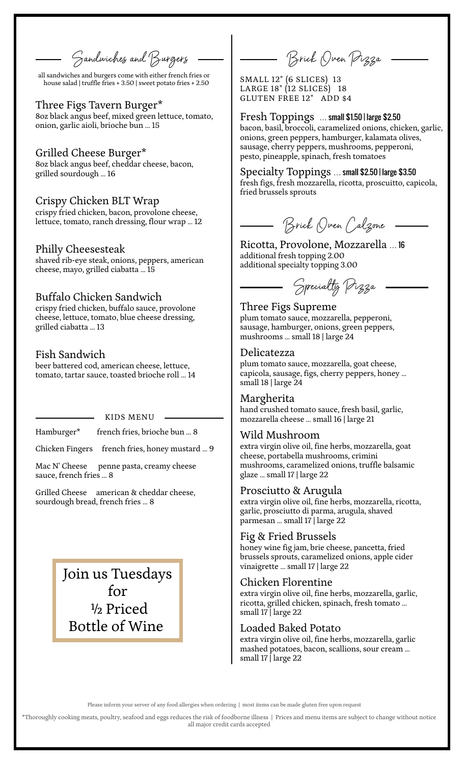## Sandwiches and Burgers

all sandwiches and burgers come with either french fries or house salad | truffle fries + 3.50 | sweet potato fries + 2.50

### Three Figs Tavern Burger*
8oz black angus beef, mixed green lettuce, tomato, onion, garlic aioli, brioche bun ... 15

### Grilled Cheese Burger*
8oz black angus beef, cheddar cheese, bacon, grilled sourdough ... 16

### Crispy Chicken BLT Wrap
crispy fried chicken, bacon, provolone cheese, lettuce, tomato, ranch dressing, flour wrap ... 12

### Philly Cheesesteak
shaved rib-eye steak, onions, peppers, american cheese, mayo, grilled ciabatta ... 15

### Buffalo Chicken Sandwich
crispy fried chicken, buffalo sauce, provolone cheese, lettuce, tomato, blue cheese dressing, grilled ciabatta ... 13

### Fish Sandwich
beer battered cod, american cheese, lettuce, tomato, tartar sauce, toasted brioche roll ... 14

## KIDS MENU

Hamburger* french fries, brioche bun ... 8

Chicken Fingers french fries, honey mustard ... 9

Mac N' Cheese penne pasta, creamy cheese sauce, french fries ... 8

Grilled Cheese american & cheddar cheese, sourdough bread, french fries ... 8

**Join us Tuesdays for ½ Priced Bottle of Wine**

## Brick Oven Pizza

SMALL 12" (6 SLICES) 13
LARGE 18" (12 SLICES) 18
GLUTEN FREE 12" ADD $4

### Fresh Toppings ... small $1.50 | large $2.50
bacon, basil, broccoli, caramelized onions, chicken, garlic, onions, green peppers, hamburger, kalamata olives, sausage, cherry peppers, mushrooms, pepperoni, pesto, pineapple, spinach, fresh tomatoes

### Specialty Toppings ... small $2.50 | large $3.50
fresh figs, fresh mozzarella, ricotta, proscuitto, capicola, fried brussels sprouts

## Brick Oven Calzone

### Ricotta, Provolone, Mozzarella ... 16
additional fresh topping 2.00
additional specialty topping 3.00

## Specialty Pizza

### Three Figs Supreme
plum tomato sauce, mozzarella, pepperoni, sausage, hamburger, onions, green peppers, mushrooms ... small 18 | large 24

### Delicatezza
plum tomato sauce, mozzarella, goat cheese, capicola, sausage, figs, cherry peppers, honey ... small 18 | large 24

### Margherita
hand crushed tomato sauce, fresh basil, garlic, mozzarella cheese ... small 16 | large 21

### Wild Mushroom
extra virgin olive oil, fine herbs, mozzarella, goat cheese, portabella mushrooms, crimini mushrooms, caramelized onions, truffle balsamic glaze ... small 17 | large 22

### Prosciutto & Arugula
extra virgin olive oil, fine herbs, mozzarella, ricotta, garlic, prosciutto di parma, arugula, shaved parmesan ... small 17 | large 22

### Fig & Fried Brussels
honey wine fig jam, brie cheese, pancetta, fried brussels sprouts, caramelized onions, apple cider vinaigrette ... small 17 | large 22

### Chicken Florentine
extra virgin olive oil, fine herbs, mozzarella, garlic, ricotta, grilled chicken, spinach, fresh tomato ... small 17 | large 22

### Loaded Baked Potato
extra virgin olive oil, fine herbs, mozzarella, garlic mashed potatoes, bacon, scallions, sour cream ... small 17 | large 22

Please inform your server of any food allergies when ordering | most items can be made gluten free upon request

*Thoroughly cooking meats, poultry, seafood and eggs reduces the risk of foodborne illness | Prices and menu items are subject to change without notice
all major credit cards accepted